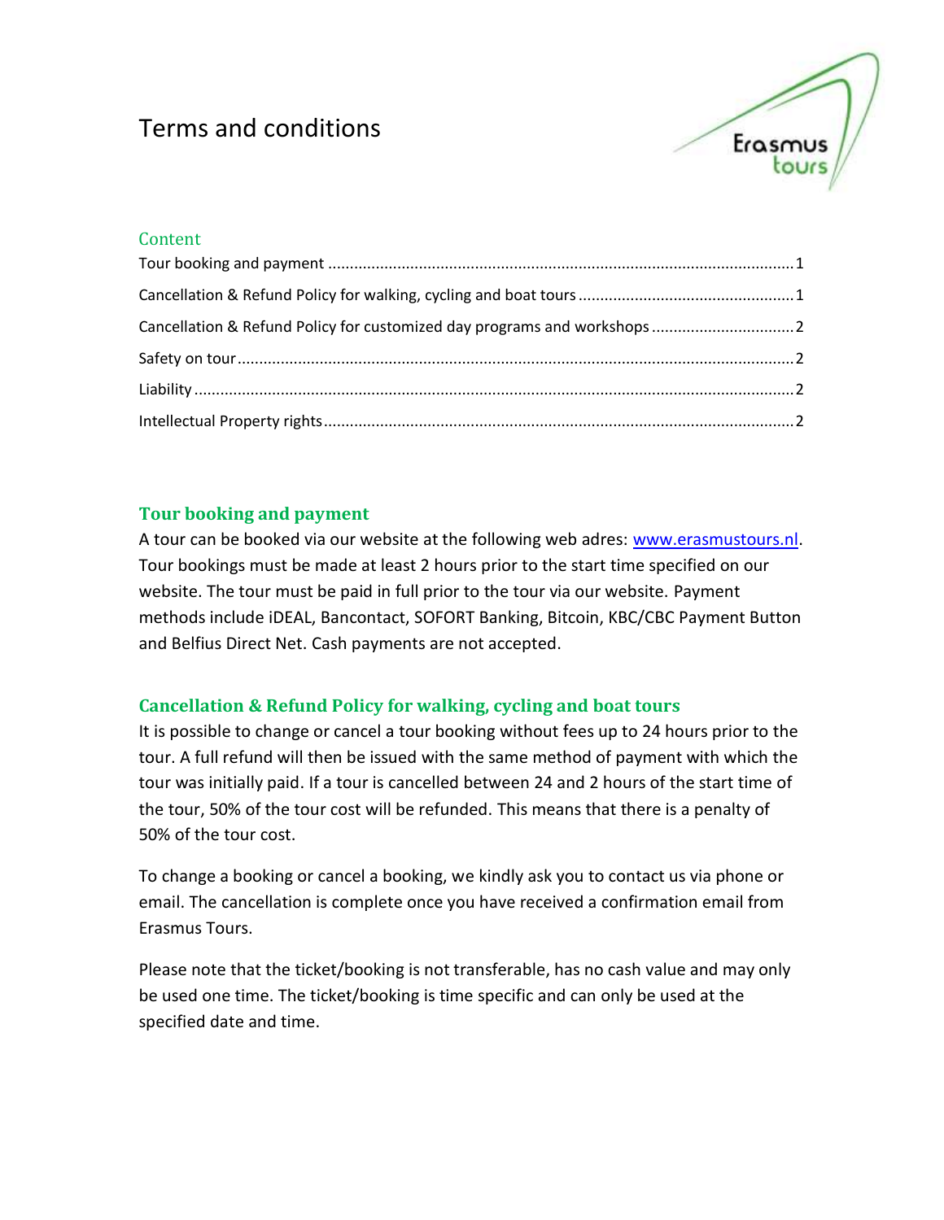# Terms and conditions

## Content

- Tour booking and payment ........ 1
- Cancellation & Refund Policy for walking, cycling and boat tours ........ 1
- Cancellation & Refund Policy for customized day programs and workshops ........ 2
- Safety on tour ........ 2
- Liability ........ 2
- Intellectual Property rights ........ 2

## Tour booking and payment

A tour can be booked via our website at the following web adres: [www.erasmustours.nl](http://www.erasmustours.nl). Tour bookings must be made at least 2 hours prior to the start time specified on our website. The tour must be paid in full prior to the tour via our website. Payment methods include iDEAL, Bancontact, SOFORT Banking, Bitcoin, KBC/CBC Payment Button and Belfius Direct Net. Cash payments are not accepted.

## Cancellation & Refund Policy for walking, cycling and boat tours

It is possible to change or cancel a tour booking without fees up to 24 hours prior to the tour. A full refund will then be issued with the same method of payment with which the tour was initially paid. If a tour is cancelled between 24 and 2 hours of the start time of the tour, 50% of the tour cost will be refunded. This means that there is a penalty of 50% of the tour cost.

To change a booking or cancel a booking, we kindly ask you to contact us via phone or email. The cancellation is complete once you have received a confirmation email from Erasmus Tours.

Please note that the ticket/booking is not transferable, has no cash value and may only be used one time. The ticket/booking is time specific and can only be used at the specified date and time.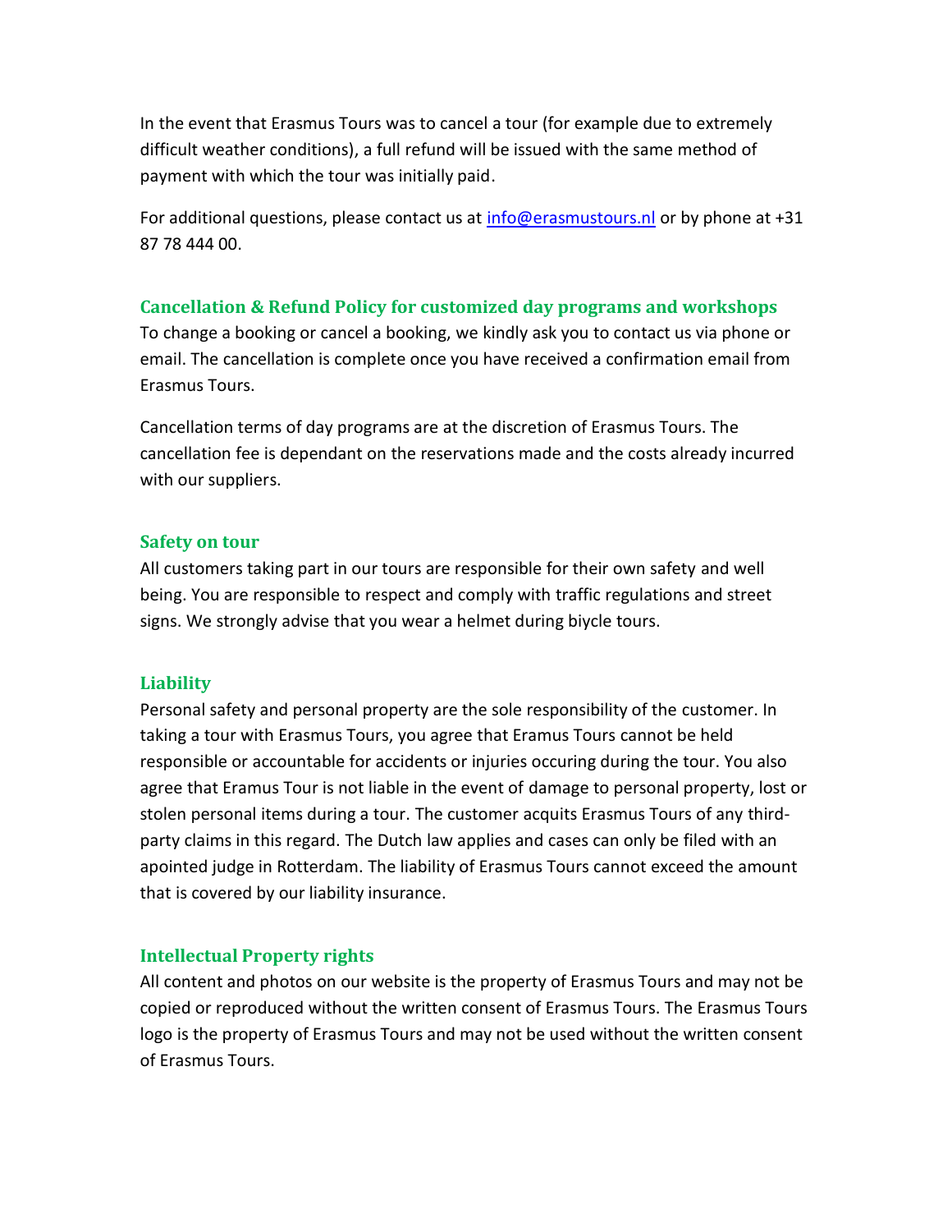In the event that Erasmus Tours was to cancel a tour (for example due to extremely difficult weather conditions), a full refund will be issued with the same method of payment with which the tour was initially paid.

For additional questions, please contact us at [info@erasmustours.nl](mailto:info@erasmustours.nl) or by phone at +31 87 78 444 00.

## Cancellation & Refund Policy for customized day programs and workshops

To change a booking or cancel a booking, we kindly ask you to contact us via phone or email. The cancellation is complete once you have received a confirmation email from Erasmus Tours.

Cancellation terms of day programs are at the discretion of Erasmus Tours. The cancellation fee is dependant on the reservations made and the costs already incurred with our suppliers.

## Safety on tour

All customers taking part in our tours are responsible for their own safety and well being. You are responsible to respect and comply with traffic regulations and street signs. We strongly advise that you wear a helmet during biycle tours.

## Liability

Personal safety and personal property are the sole responsibility of the customer. In taking a tour with Erasmus Tours, you agree that Eramus Tours cannot be held responsible or accountable for accidents or injuries occuring during the tour. You also agree that Eramus Tour is not liable in the event of damage to personal property, lost or stolen personal items during a tour. The customer acquits Erasmus Tours of any third-party claims in this regard. The Dutch law applies and cases can only be filed with an apointed judge in Rotterdam. The liability of Erasmus Tours cannot exceed the amount that is covered by our liability insurance.

## Intellectual Property rights

All content and photos on our website is the property of Erasmus Tours and may not be copied or reproduced without the written consent of Erasmus Tours. The Erasmus Tours logo is the property of Erasmus Tours and may not be used without the written consent of Erasmus Tours.